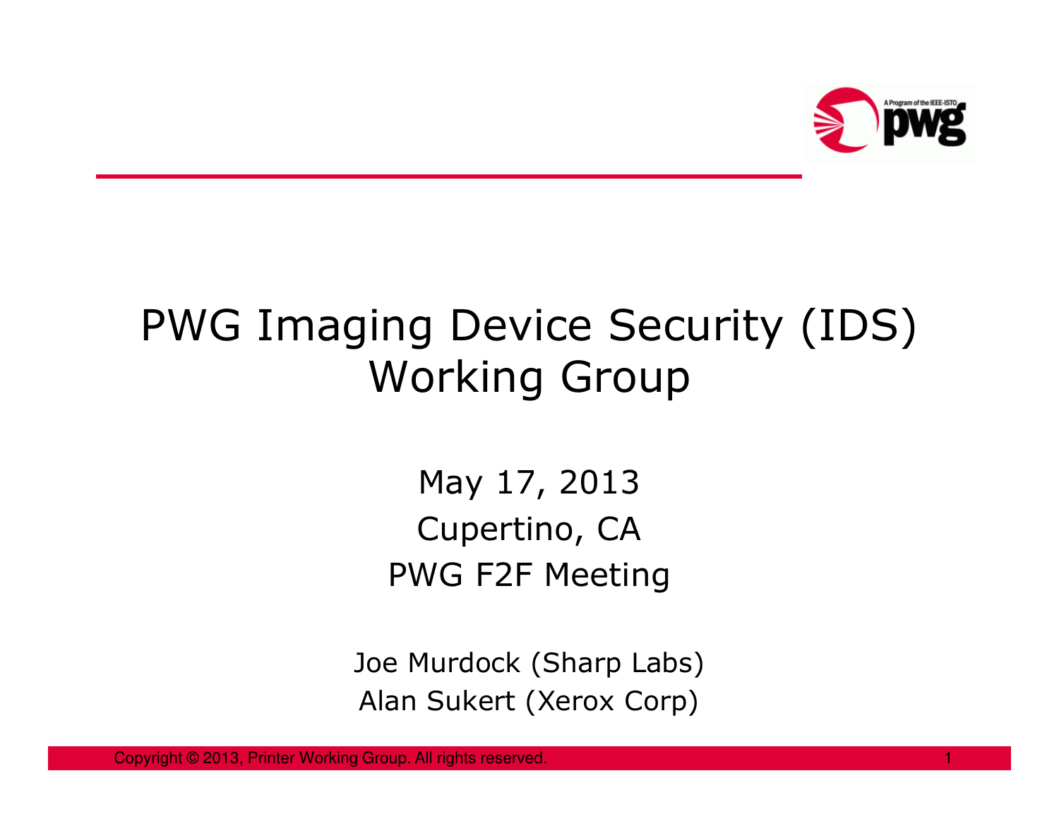# PWG Imaging Device Security (IDS) Working Group

May 17, 2013

Cupertino, CA

PWG F2F Meeting

Joe Murdock (Sharp Labs)

Alan Sukert (Xerox Corp)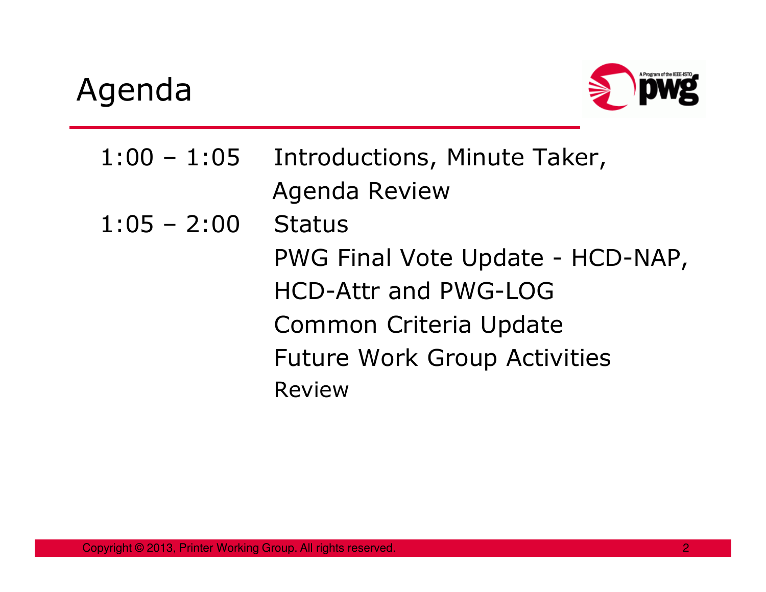# Agenda

| | |
|---|---|
| 1:00 – 1:05 | Introductions, Minute Taker, Agenda Review |
| 1:05 – 2:00 | Status |
| | PWG Final Vote Update - HCD-NAP, HCD-Attr and PWG-LOG |
| | Common Criteria Update |
| | Future Work Group Activities |
| | Review |

Copyright © 2013, Printer Working Group. All rights reserved.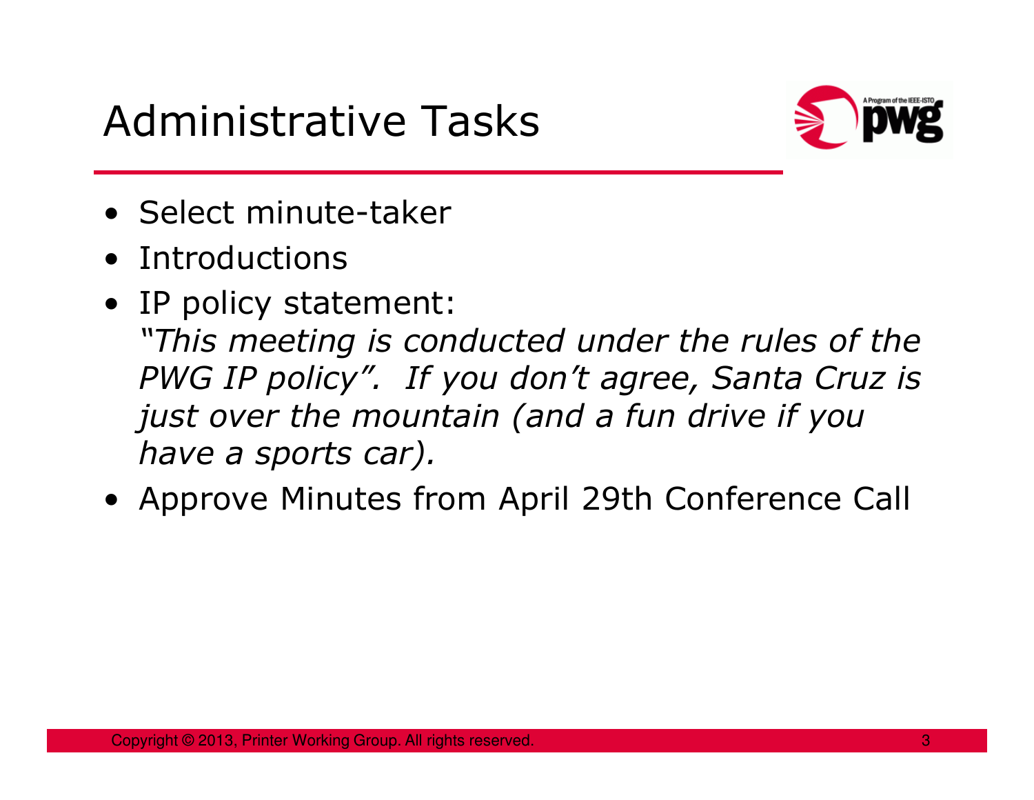# Administrative Tasks

- Select minute-taker
- Introductions
- IP policy statement:
  *"This meeting is conducted under the rules of the PWG IP policy". If you don't agree, Santa Cruz is just over the mountain (and a fun drive if you have a sports car).*
- Approve Minutes from April 29th Conference Call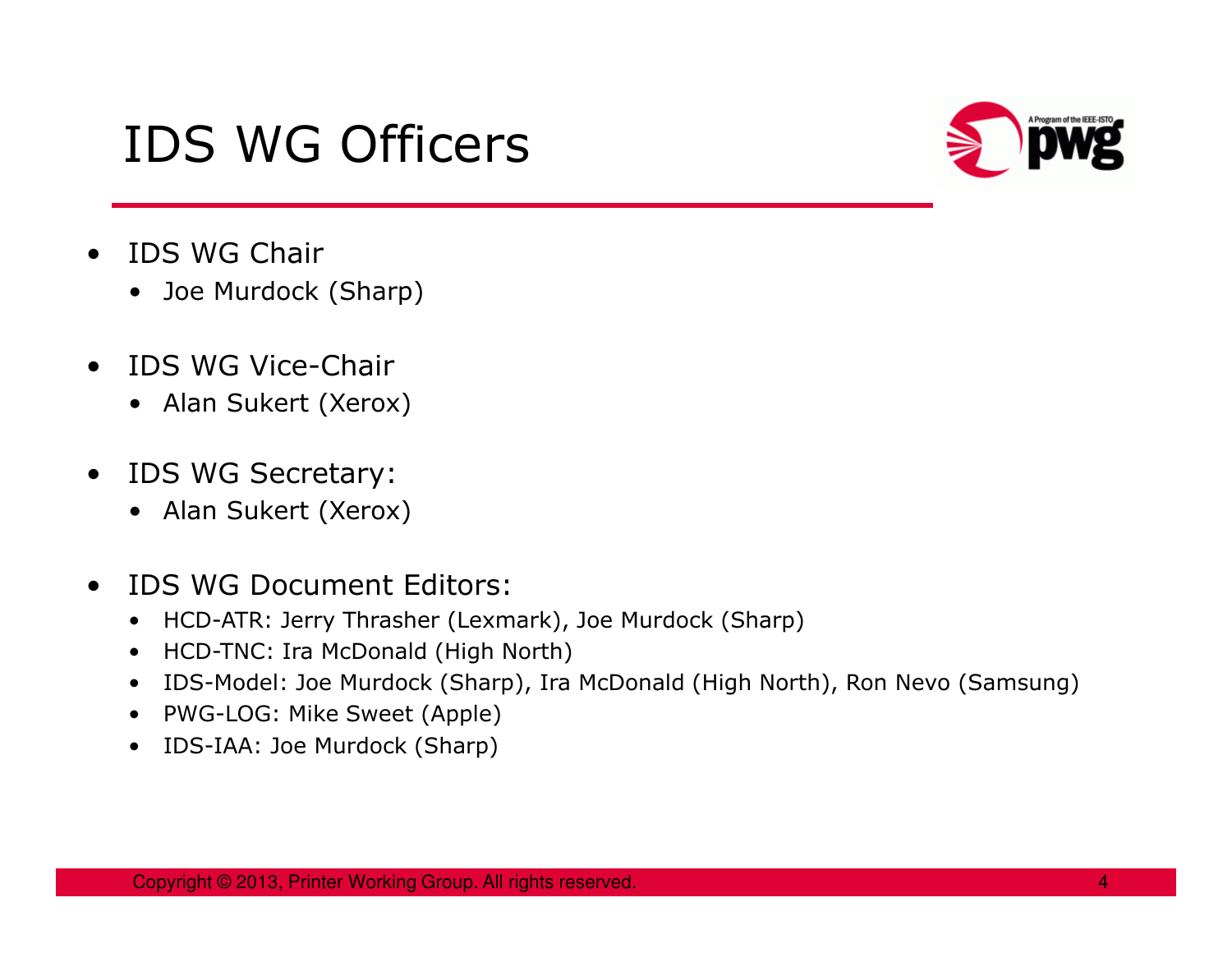# IDS WG Officers

- IDS WG Chair
  - Joe Murdock (Sharp)
- IDS WG Vice-Chair
  - Alan Sukert (Xerox)
- IDS WG Secretary:
  - Alan Sukert (Xerox)
- IDS WG Document Editors:
  - HCD-ATR: Jerry Thrasher (Lexmark), Joe Murdock (Sharp)
  - HCD-TNC: Ira McDonald (High North)
  - IDS-Model: Joe Murdock (Sharp), Ira McDonald (High North), Ron Nevo (Samsung)
  - PWG-LOG: Mike Sweet (Apple)
  - IDS-IAA: Joe Murdock (Sharp)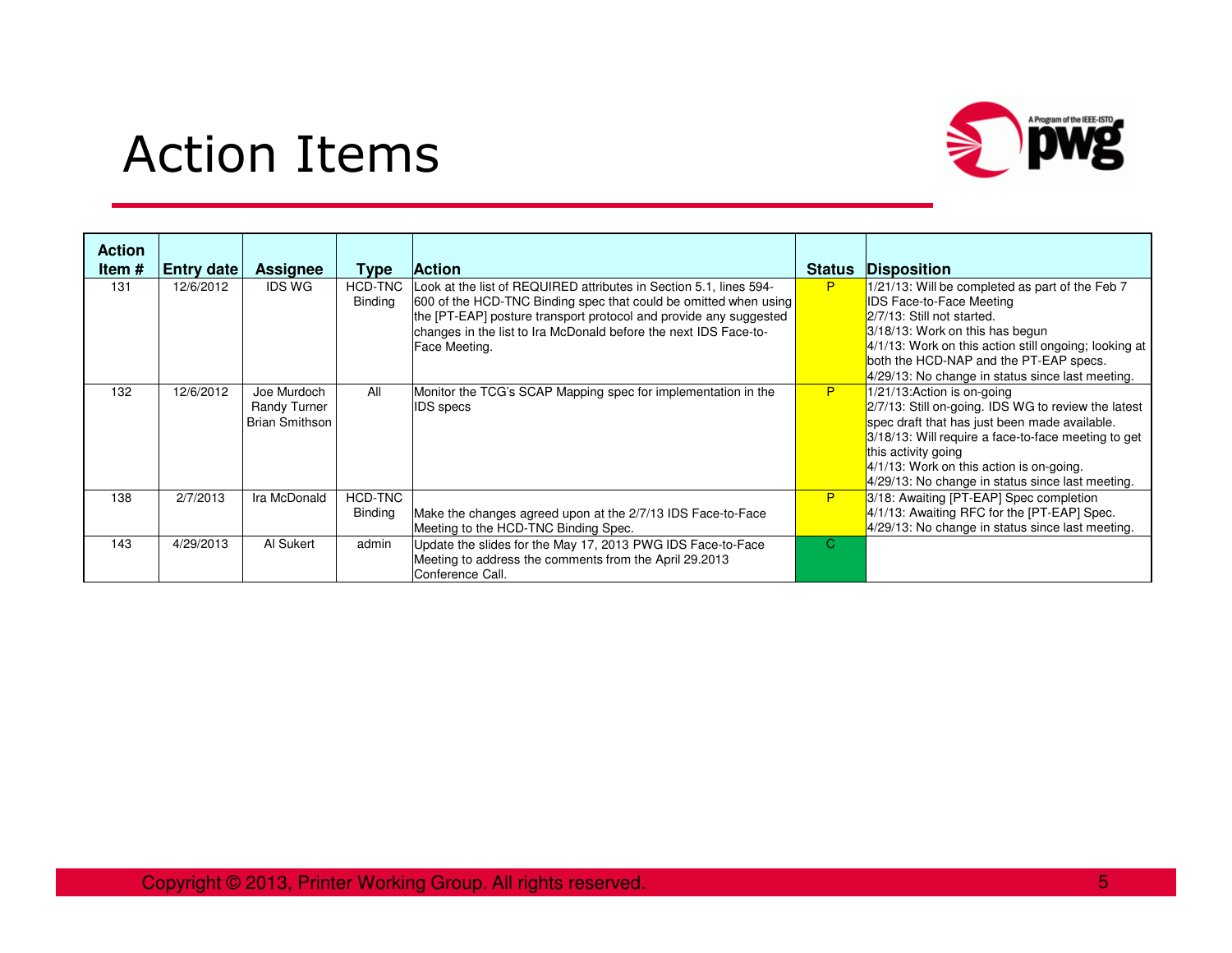# Action Items

| Action Item # | Entry date | Assignee | Type | Action | Status | Disposition |
|---|---|---|---|---|---|---|
| 131 | 12/6/2012 | IDS WG | HCD-TNC Binding | Look at the list of REQUIRED attributes in Section 5.1, lines 594-600 of the HCD-TNC Binding spec that could be omitted when using the [PT-EAP] posture transport protocol and provide any suggested changes in the list to Ira McDonald before the next IDS Face-to-Face Meeting. | P | 1/21/13: Will be completed as part of the Feb 7 IDS Face-to-Face Meeting<br>2/7/13: Still not started.<br>3/18/13: Work on this has begun<br>4/1/13: Work on this action still ongoing; looking at both the HCD-NAP and the PT-EAP specs.<br>4/29/13: No change in status since last meeting. |
| 132 | 12/6/2012 | Joe Murdoch<br>Randy Turner<br>Brian Smithson | All | Monitor the TCG's SCAP Mapping spec for implementation in the IDS specs | P | 1/21/13:Action is on-going<br>2/7/13: Still on-going. IDS WG to review the latest spec draft that has just been made available.<br>3/18/13: Will require a face-to-face meeting to get this activity going<br>4/1/13: Work on this action is on-going.<br>4/29/13: No change in status since last meeting. |
| 138 | 2/7/2013 | Ira McDonald | HCD-TNC Binding | Make the changes agreed upon at the 2/7/13 IDS Face-to-Face Meeting to the HCD-TNC Binding Spec. | P | 3/18: Awaiting [PT-EAP] Spec completion<br>4/1/13: Awaiting RFC for the [PT-EAP] Spec.<br>4/29/13: No change in status since last meeting. |
| 143 | 4/29/2013 | Al Sukert | admin | Update the slides for the May 17, 2013 PWG IDS Face-to-Face Meeting to address the comments from the April 29.2013 Conference Call. | C | |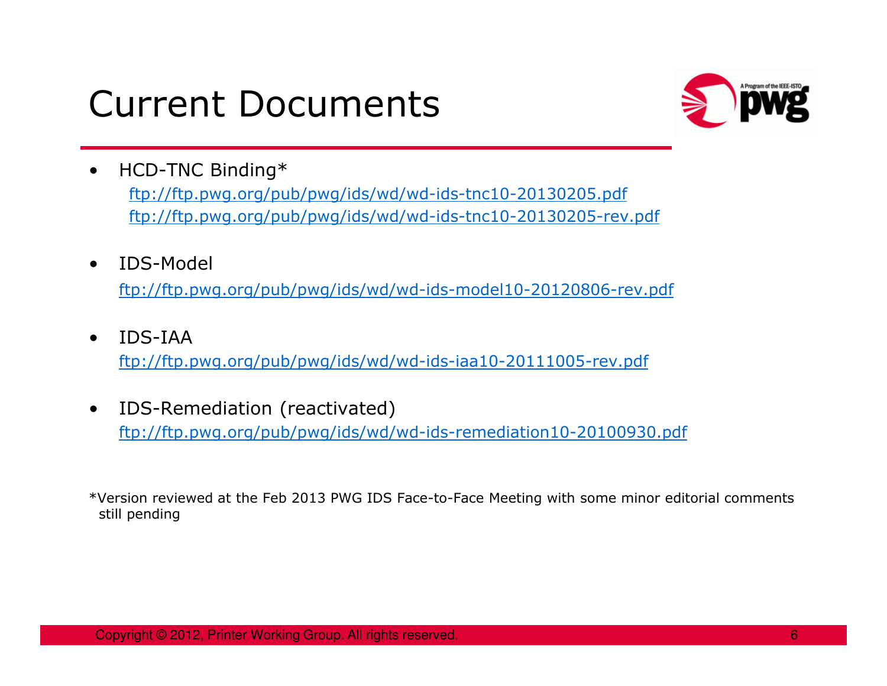# Current Documents

- HCD-TNC Binding*
  ftp://ftp.pwg.org/pub/pwg/ids/wd/wd-ids-tnc10-20130205.pdf
  ftp://ftp.pwg.org/pub/pwg/ids/wd/wd-ids-tnc10-20130205-rev.pdf
- IDS-Model
  ftp://ftp.pwg.org/pub/pwg/ids/wd/wd-ids-model10-20120806-rev.pdf
- IDS-IAA
  ftp://ftp.pwg.org/pub/pwg/ids/wd/wd-ids-iaa10-20111005-rev.pdf
- IDS-Remediation (reactivated)
  ftp://ftp.pwg.org/pub/pwg/ids/wd/wd-ids-remediation10-20100930.pdf

*Version reviewed at the Feb 2013 PWG IDS Face-to-Face Meeting with some minor editorial comments still pending

Copyright © 2012, Printer Working Group. All rights reserved.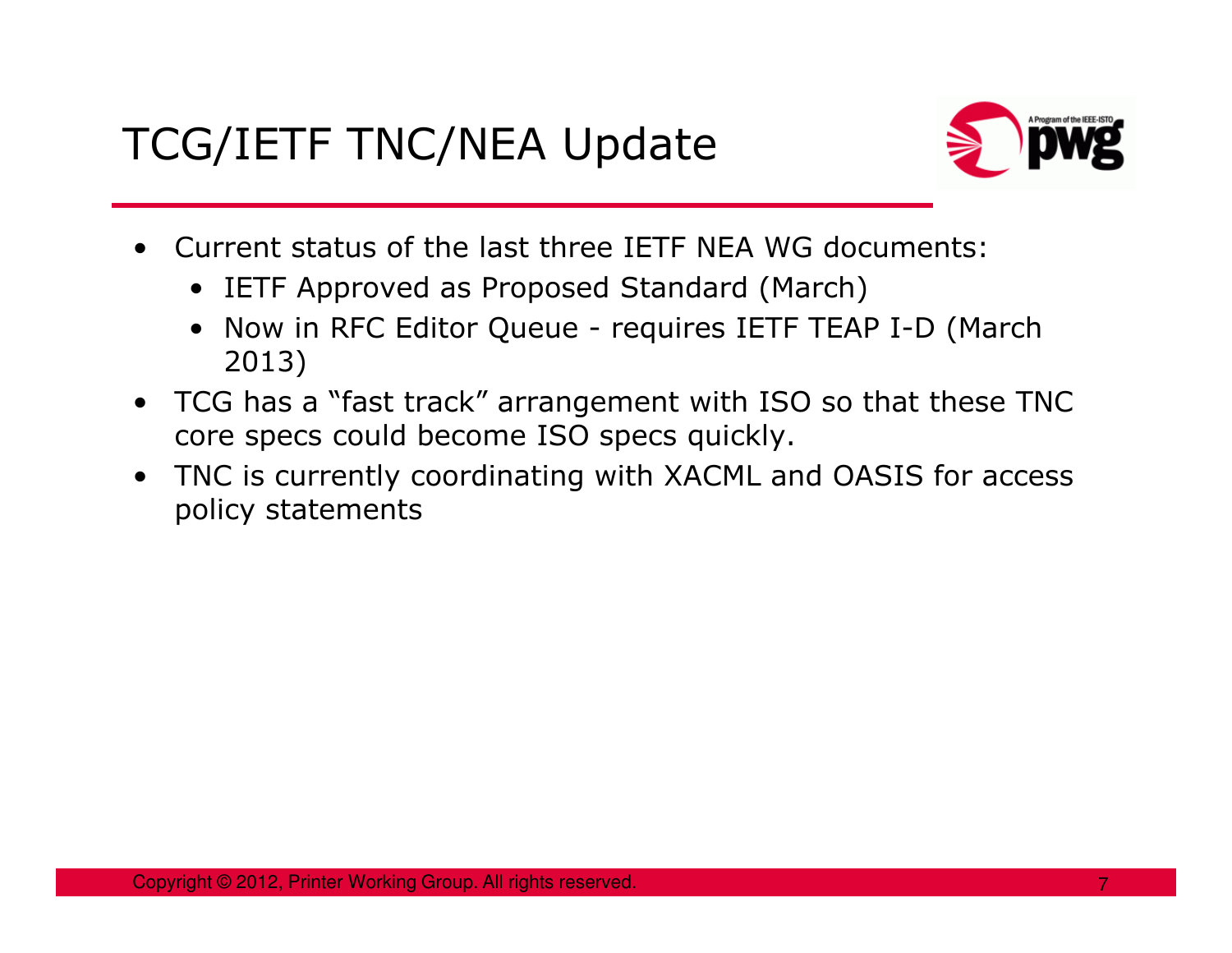# TCG/IETF TNC/NEA Update

- Current status of the last three IETF NEA WG documents:
  - IETF Approved as Proposed Standard (March)
  - Now in RFC Editor Queue - requires IETF TEAP I-D (March 2013)
- TCG has a “fast track” arrangement with ISO so that these TNC core specs could become ISO specs quickly.
- TNC is currently coordinating with XACML and OASIS for access policy statements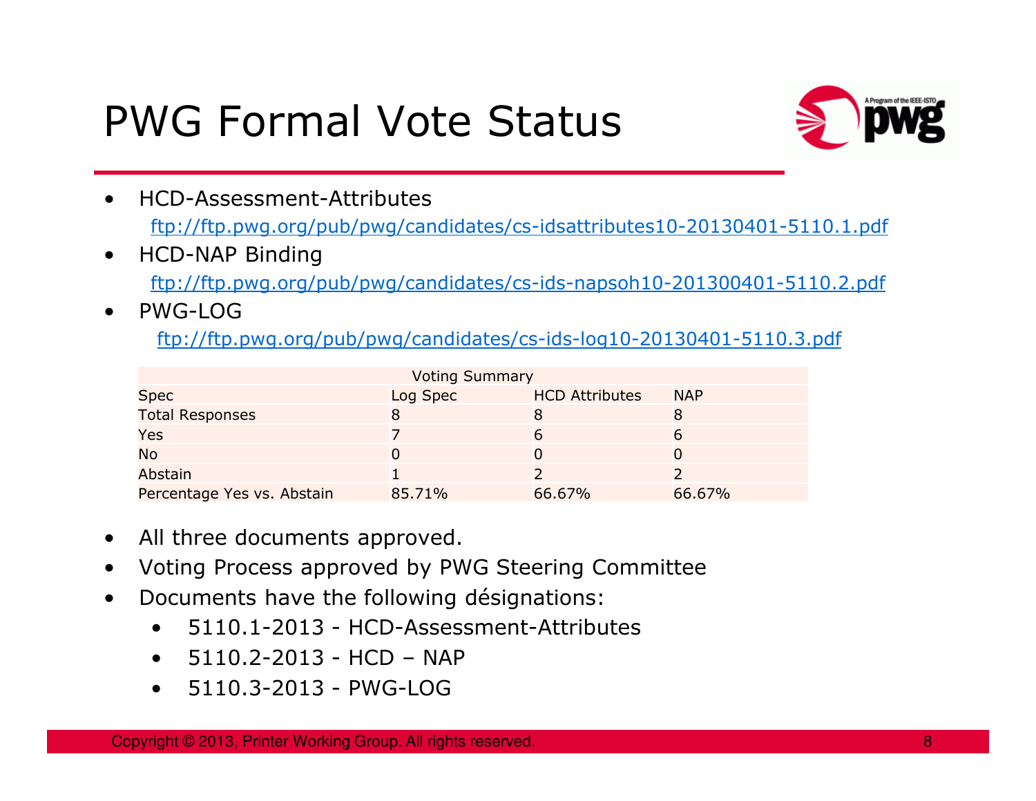# PWG Formal Vote Status

- HCD-Assessment-Attributes
  ftp://ftp.pwg.org/pub/pwg/candidates/cs-idsattributes10-20130401-5110.1.pdf
- HCD-NAP Binding
  ftp://ftp.pwg.org/pub/pwg/candidates/cs-ids-napsoh10-201300401-5110.2.pdf
- PWG-LOG
  ftp://ftp.pwg.org/pub/pwg/candidates/cs-ids-log10-20130401-5110.3.pdf

| Voting Summary | | | |
|---|---|---|---|
| Spec | Log Spec | HCD Attributes | NAP |
| Total Responses | 8 | 8 | 8 |
| Yes | 7 | 6 | 6 |
| No | 0 | 0 | 0 |
| Abstain | 1 | 2 | 2 |
| Percentage Yes vs. Abstain | 85.71% | 66.67% | 66.67% |

- All three documents approved.
- Voting Process approved by PWG Steering Committee
- Documents have the following désignations:
  - 5110.1-2013 - HCD-Assessment-Attributes
  - 5110.2-2013 - HCD – NAP
  - 5110.3-2013 - PWG-LOG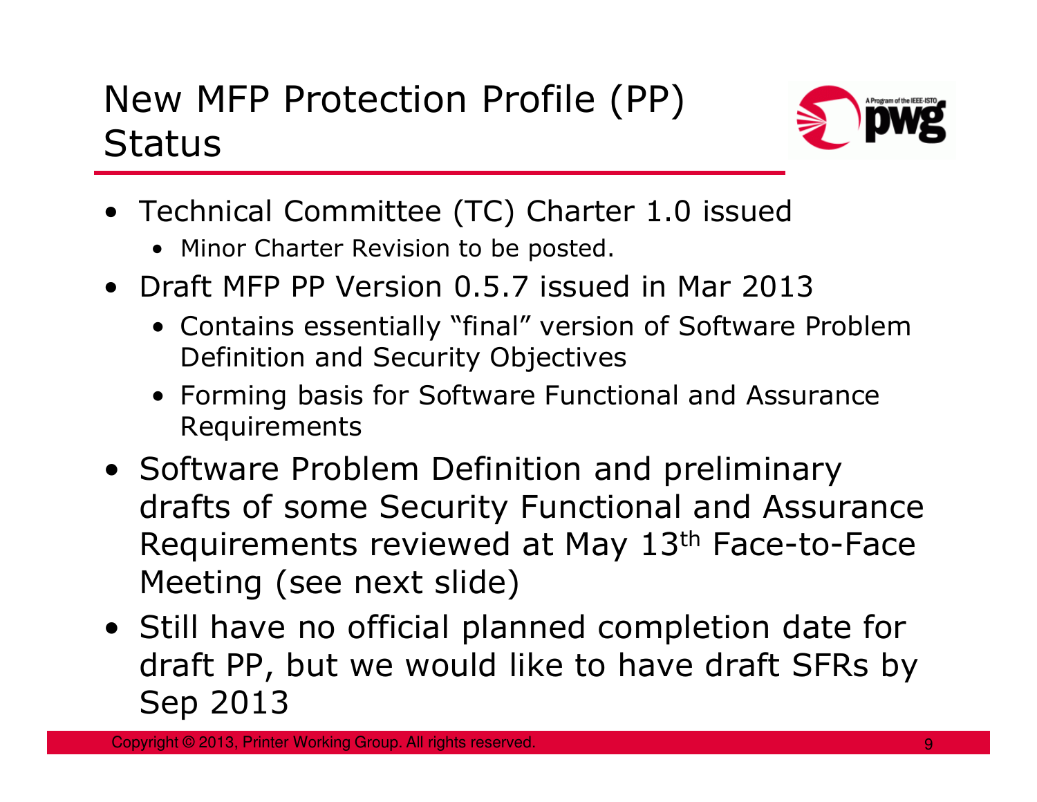# New MFP Protection Profile (PP) Status

- Technical Committee (TC) Charter 1.0 issued
  - Minor Charter Revision to be posted.
- Draft MFP PP Version 0.5.7 issued in Mar 2013
  - Contains essentially "final" version of Software Problem Definition and Security Objectives
  - Forming basis for Software Functional and Assurance Requirements
- Software Problem Definition and preliminary drafts of some Security Functional and Assurance Requirements reviewed at May 13th Face-to-Face Meeting (see next slide)
- Still have no official planned completion date for draft PP, but we would like to have draft SFRs by Sep 2013

Copyright © 2013, Printer Working Group. All rights reserved.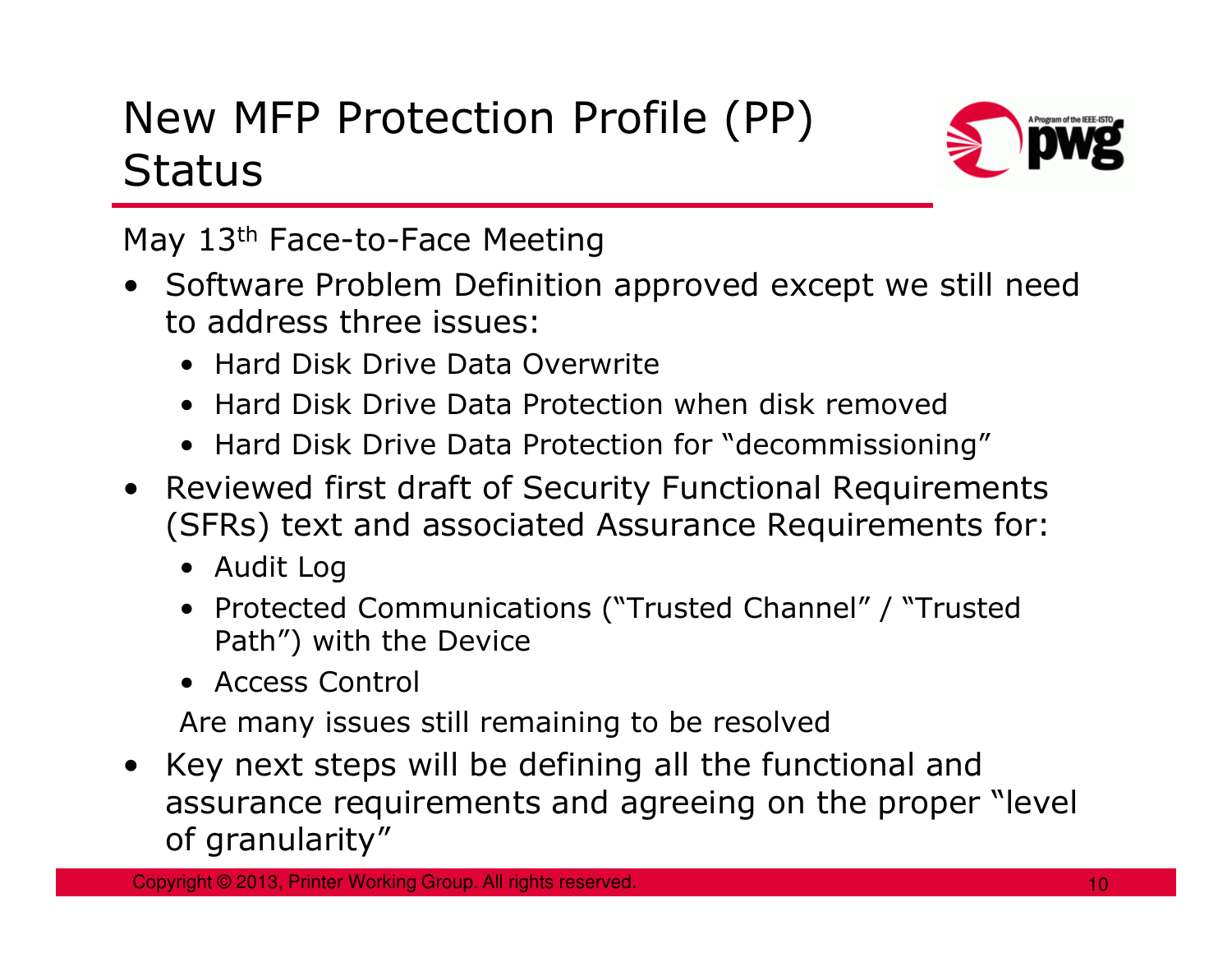# New MFP Protection Profile (PP) Status

May 13th Face-to-Face Meeting

- Software Problem Definition approved except we still need to address three issues:
  - Hard Disk Drive Data Overwrite
  - Hard Disk Drive Data Protection when disk removed
  - Hard Disk Drive Data Protection for "decommissioning"
- Reviewed first draft of Security Functional Requirements (SFRs) text and associated Assurance Requirements for:
  - Audit Log
  - Protected Communications ("Trusted Channel" / "Trusted Path") with the Device
  - Access Control

  Are many issues still remaining to be resolved
- Key next steps will be defining all the functional and assurance requirements and agreeing on the proper "level of granularity"

Copyright © 2013, Printer Working Group. All rights reserved.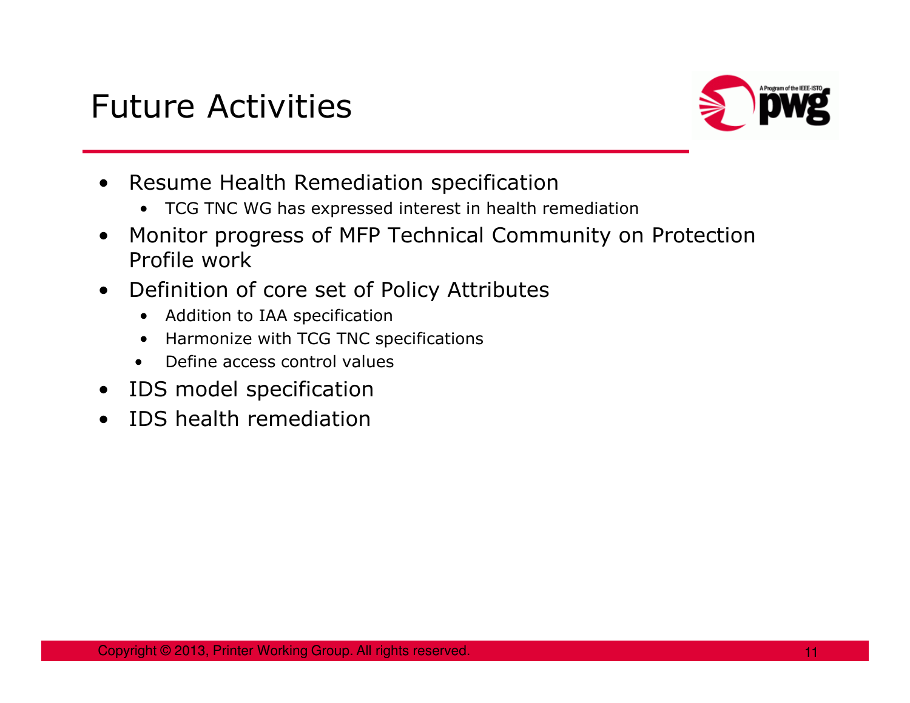# Future Activities

- Resume Health Remediation specification
  - TCG TNC WG has expressed interest in health remediation
- Monitor progress of MFP Technical Community on Protection Profile work
- Definition of core set of Policy Attributes
  - Addition to IAA specification
  - Harmonize with TCG TNC specifications
  - Define access control values
- IDS model specification
- IDS health remediation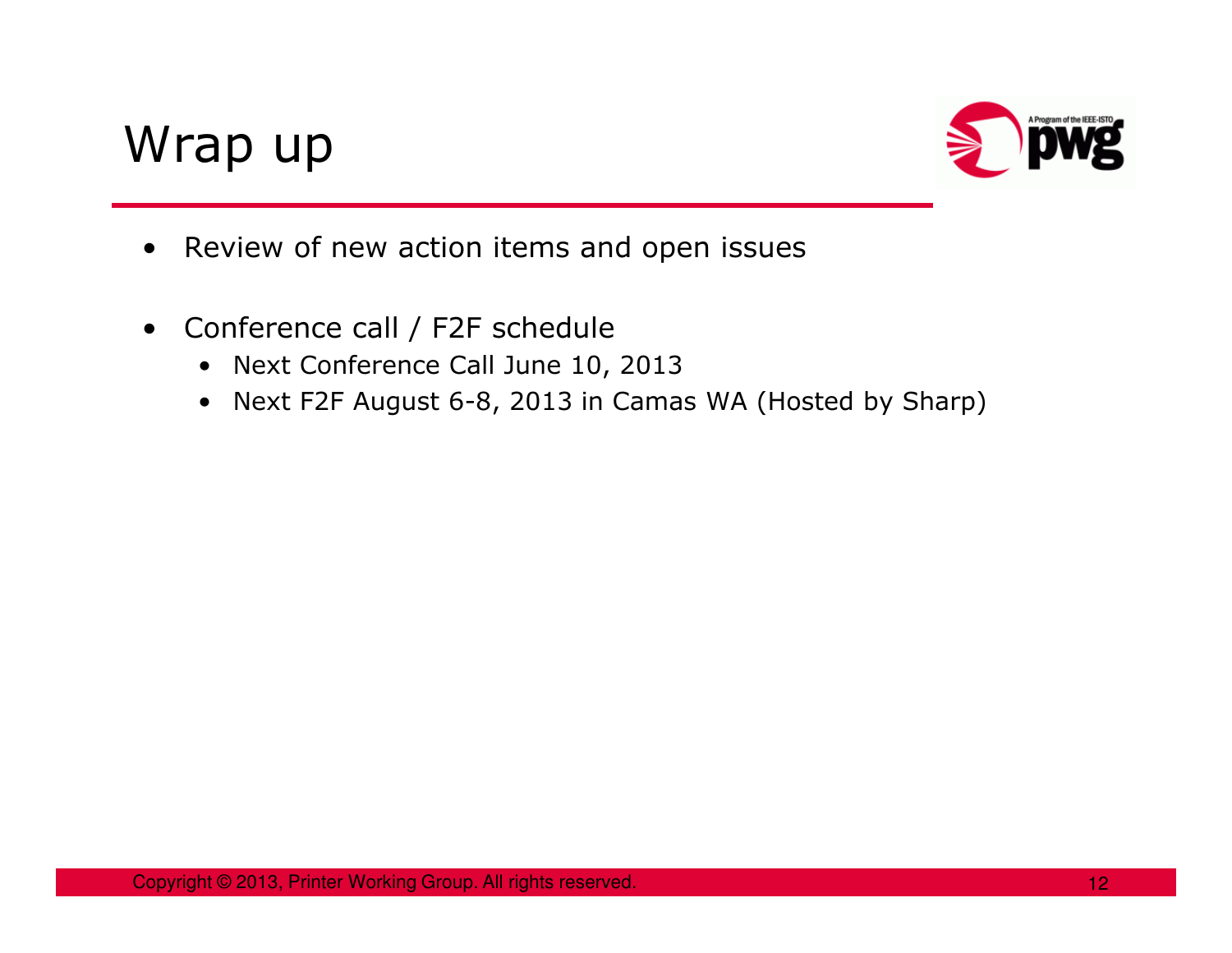# Wrap up

- Review of new action items and open issues
- Conference call / F2F schedule
  - Next Conference Call June 10, 2013
  - Next F2F August 6-8, 2013 in Camas WA (Hosted by Sharp)